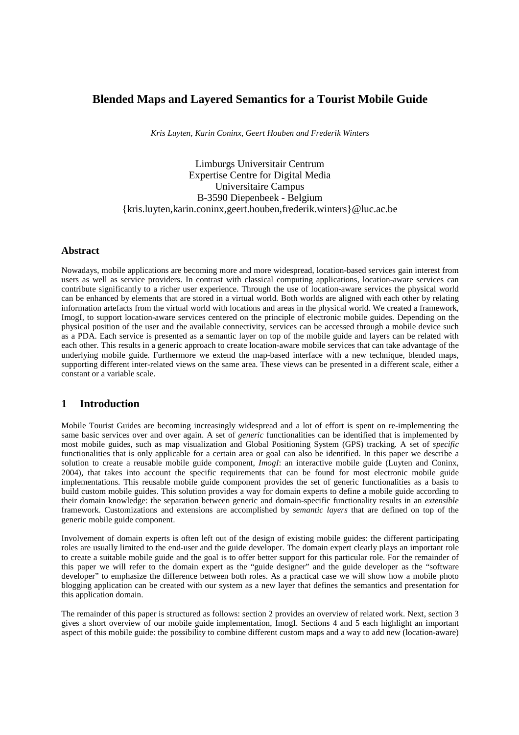# Blended Maps and Layered Semantics for a Tourist Mobile Guide

*Kris Luyten, Karin Coninx, Geert Houben and Frederik Winters*

Limburgs Universitair Centrum
Expertise Centre for Digital Media
Universitaire Campus
B-3590 Diepenbeek - Belgium
{kris.luyten,karin.coninx,geert.houben,frederik.winters}@luc.ac.be

### Abstract

Nowadays, mobile applications are becoming more and more widespread, location-based services gain interest from users as well as service providers. In contrast with classical computing applications, location-aware services can contribute significantly to a richer user experience. Through the use of location-aware services the physical world can be enhanced by elements that are stored in a virtual world. Both worlds are aligned with each other by relating information artefacts from the virtual world with locations and areas in the physical world. We created a framework, ImogI, to support location-aware services centered on the principle of electronic mobile guides. Depending on the physical position of the user and the available connectivity, services can be accessed through a mobile device such as a PDA. Each service is presented as a semantic layer on top of the mobile guide and layers can be related with each other. This results in a generic approach to create location-aware mobile services that can take advantage of the underlying mobile guide. Furthermore we extend the map-based interface with a new technique, blended maps, supporting different inter-related views on the same area. These views can be presented in a different scale, either a constant or a variable scale.

## 1 Introduction

Mobile Tourist Guides are becoming increasingly widespread and a lot of effort is spent on re-implementing the same basic services over and over again. A set of *generic* functionalities can be identified that is implemented by most mobile guides, such as map visualization and Global Positioning System (GPS) tracking. A set of *specific* functionalities that is only applicable for a certain area or goal can also be identified. In this paper we describe a solution to create a reusable mobile guide component, *ImogI*: an interactive mobile guide (Luyten and Coninx, 2004), that takes into account the specific requirements that can be found for most electronic mobile guide implementations. This reusable mobile guide component provides the set of generic functionalities as a basis to build custom mobile guides. This solution provides a way for domain experts to define a mobile guide according to their domain knowledge: the separation between generic and domain-specific functionality results in an *extensible* framework. Customizations and extensions are accomplished by *semantic layers* that are defined on top of the generic mobile guide component.

Involvement of domain experts is often left out of the design of existing mobile guides: the different participating roles are usually limited to the end-user and the guide developer. The domain expert clearly plays an important role to create a suitable mobile guide and the goal is to offer better support for this particular role. For the remainder of this paper we will refer to the domain expert as the "guide designer" and the guide developer as the "software developer" to emphasize the difference between both roles. As a practical case we will show how a mobile photo blogging application can be created with our system as a new layer that defines the semantics and presentation for this application domain.

The remainder of this paper is structured as follows: section 2 provides an overview of related work. Next, section 3 gives a short overview of our mobile guide implementation, ImogI. Sections 4 and 5 each highlight an important aspect of this mobile guide: the possibility to combine different custom maps and a way to add new (location-aware)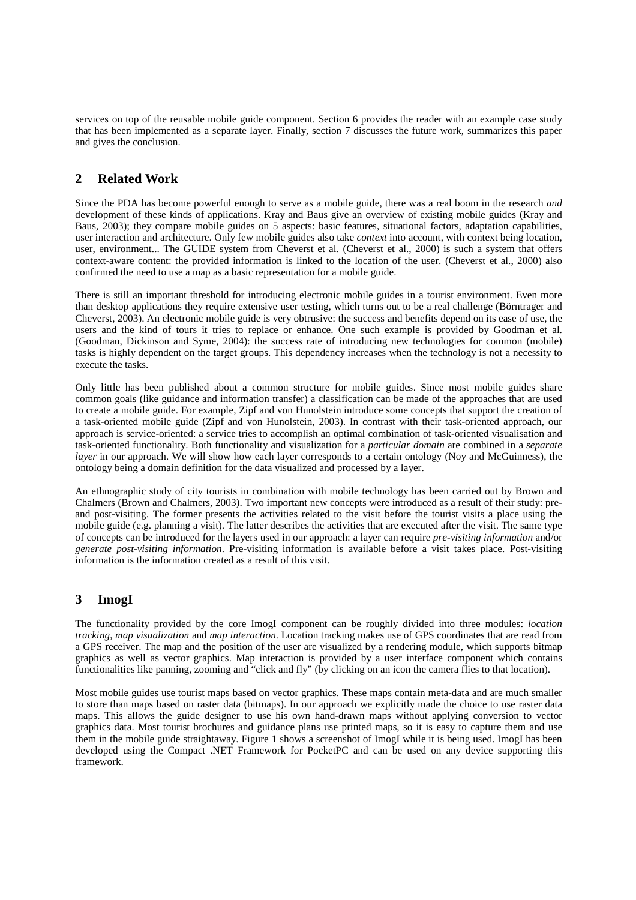services on top of the reusable mobile guide component. Section 6 provides the reader with an example case study that has been implemented as a separate layer. Finally, section 7 discusses the future work, summarizes this paper and gives the conclusion.

## 2 Related Work

Since the PDA has become powerful enough to serve as a mobile guide, there was a real boom in the research *and* development of these kinds of applications. Kray and Baus give an overview of existing mobile guides (Kray and Baus, 2003); they compare mobile guides on 5 aspects: basic features, situational factors, adaptation capabilities, user interaction and architecture. Only few mobile guides also take *context* into account, with context being location, user, environment... The GUIDE system from Cheverst et al. (Cheverst et al., 2000) is such a system that offers context-aware content: the provided information is linked to the location of the user. (Cheverst et al., 2000) also confirmed the need to use a map as a basic representation for a mobile guide.

There is still an important threshold for introducing electronic mobile guides in a tourist environment. Even more than desktop applications they require extensive user testing, which turns out to be a real challenge (Börntrager and Cheverst, 2003). An electronic mobile guide is very obtrusive: the success and benefits depend on its ease of use, the users and the kind of tours it tries to replace or enhance. One such example is provided by Goodman et al. (Goodman, Dickinson and Syme, 2004): the success rate of introducing new technologies for common (mobile) tasks is highly dependent on the target groups. This dependency increases when the technology is not a necessity to execute the tasks.

Only little has been published about a common structure for mobile guides. Since most mobile guides share common goals (like guidance and information transfer) a classification can be made of the approaches that are used to create a mobile guide. For example, Zipf and von Hunolstein introduce some concepts that support the creation of a task-oriented mobile guide (Zipf and von Hunolstein, 2003). In contrast with their task-oriented approach, our approach is service-oriented: a service tries to accomplish an optimal combination of task-oriented visualisation and task-oriented functionality. Both functionality and visualization for a *particular domain* are combined in a *separate layer* in our approach. We will show how each layer corresponds to a certain ontology (Noy and McGuinness), the ontology being a domain definition for the data visualized and processed by a layer.

An ethnographic study of city tourists in combination with mobile technology has been carried out by Brown and Chalmers (Brown and Chalmers, 2003). Two important new concepts were introduced as a result of their study: pre- and post-visiting. The former presents the activities related to the visit before the tourist visits a place using the mobile guide (e.g. planning a visit). The latter describes the activities that are executed after the visit. The same type of concepts can be introduced for the layers used in our approach: a layer can require *pre-visiting information* and/or *generate post-visiting information*. Pre-visiting information is available before a visit takes place. Post-visiting information is the information created as a result of this visit.

## 3 ImogI

The functionality provided by the core ImogI component can be roughly divided into three modules: *location tracking*, *map visualization* and *map interaction*. Location tracking makes use of GPS coordinates that are read from a GPS receiver. The map and the position of the user are visualized by a rendering module, which supports bitmap graphics as well as vector graphics. Map interaction is provided by a user interface component which contains functionalities like panning, zooming and "click and fly" (by clicking on an icon the camera flies to that location).

Most mobile guides use tourist maps based on vector graphics. These maps contain meta-data and are much smaller to store than maps based on raster data (bitmaps). In our approach we explicitly made the choice to use raster data maps. This allows the guide designer to use his own hand-drawn maps without applying conversion to vector graphics data. Most tourist brochures and guidance plans use printed maps, so it is easy to capture them and use them in the mobile guide straightaway. Figure 1 shows a screenshot of ImogI while it is being used. ImogI has been developed using the Compact .NET Framework for PocketPC and can be used on any device supporting this framework.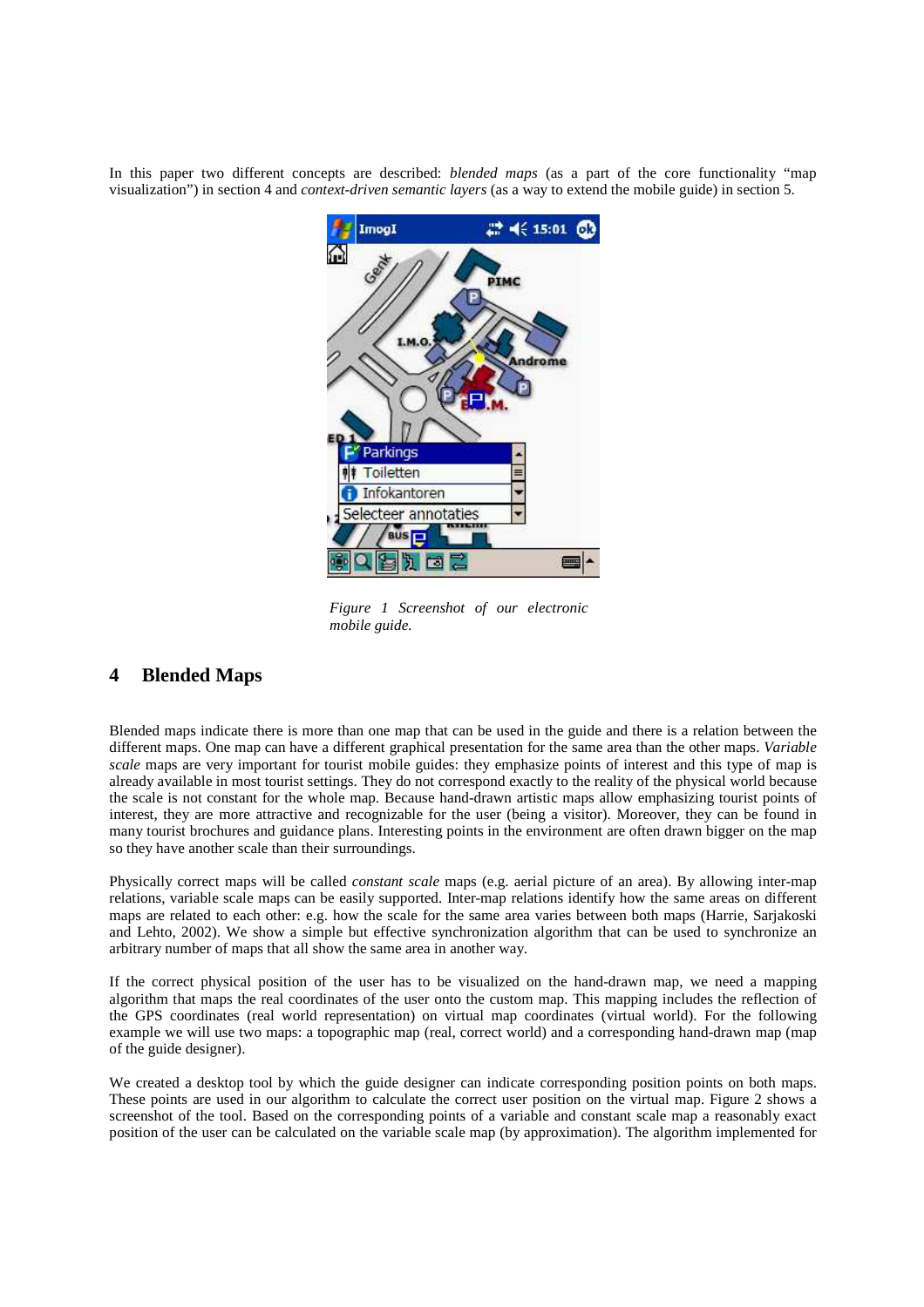In this paper two different concepts are described: *blended maps* (as a part of the core functionality "map visualization") in section 4 and *context-driven semantic layers* (as a way to extend the mobile guide) in section 5.

*Figure 1 Screenshot of our electronic mobile guide.*

## 4 Blended Maps

Blended maps indicate there is more than one map that can be used in the guide and there is a relation between the different maps. One map can have a different graphical presentation for the same area than the other maps. *Variable scale* maps are very important for tourist mobile guides: they emphasize points of interest and this type of map is already available in most tourist settings. They do not correspond exactly to the reality of the physical world because the scale is not constant for the whole map. Because hand-drawn artistic maps allow emphasizing tourist points of interest, they are more attractive and recognizable for the user (being a visitor). Moreover, they can be found in many tourist brochures and guidance plans. Interesting points in the environment are often drawn bigger on the map so they have another scale than their surroundings.

Physically correct maps will be called *constant scale* maps (e.g. aerial picture of an area). By allowing inter-map relations, variable scale maps can be easily supported. Inter-map relations identify how the same areas on different maps are related to each other: e.g. how the scale for the same area varies between both maps (Harrie, Sarjakoski and Lehto, 2002). We show a simple but effective synchronization algorithm that can be used to synchronize an arbitrary number of maps that all show the same area in another way.

If the correct physical position of the user has to be visualized on the hand-drawn map, we need a mapping algorithm that maps the real coordinates of the user onto the custom map. This mapping includes the reflection of the GPS coordinates (real world representation) on virtual map coordinates (virtual world). For the following example we will use two maps: a topographic map (real, correct world) and a corresponding hand-drawn map (map of the guide designer).

We created a desktop tool by which the guide designer can indicate corresponding position points on both maps. These points are used in our algorithm to calculate the correct user position on the virtual map. Figure 2 shows a screenshot of the tool. Based on the corresponding points of a variable and constant scale map a reasonably exact position of the user can be calculated on the variable scale map (by approximation). The algorithm implemented for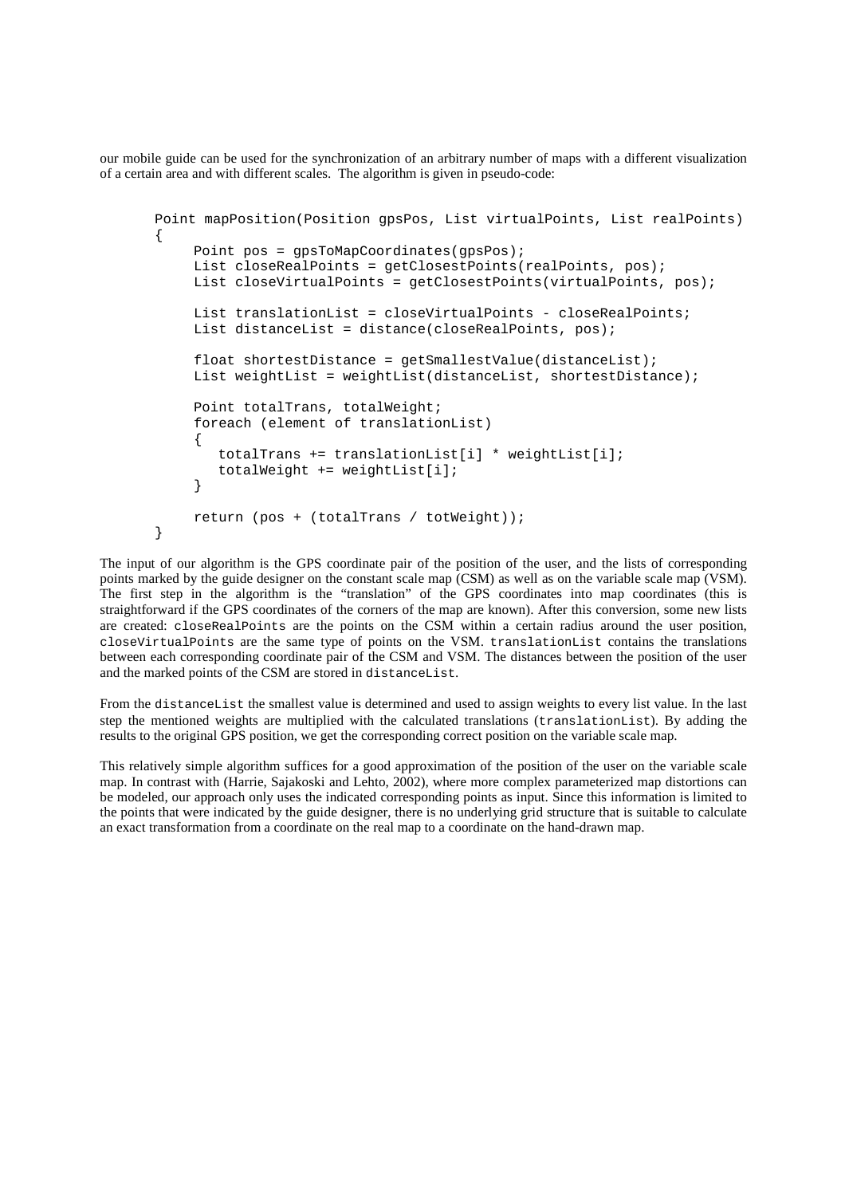our mobile guide can be used for the synchronization of an arbitrary number of maps with a different visualization of a certain area and with different scales. The algorithm is given in pseudo-code:

```
Point mapPosition(Position gpsPos, List virtualPoints, List realPoints)
{
     Point pos = gpsToMapCoordinates(gpsPos);
     List closeRealPoints = getClosestPoints(realPoints, pos);
     List closeVirtualPoints = getClosestPoints(virtualPoints, pos);

     List translationList = closeVirtualPoints - closeRealPoints;
     List distanceList = distance(closeRealPoints, pos);

     float shortestDistance = getSmallestValue(distanceList);
     List weightList = weightList(distanceList, shortestDistance);

     Point totalTrans, totalWeight;
     foreach (element of translationList)
     {
        totalTrans += translationList[i] * weightList[i];
        totalWeight += weightList[i];
     }

     return (pos + (totalTrans / totWeight));
}
```

The input of our algorithm is the GPS coordinate pair of the position of the user, and the lists of corresponding points marked by the guide designer on the constant scale map (CSM) as well as on the variable scale map (VSM). The first step in the algorithm is the "translation" of the GPS coordinates into map coordinates (this is straightforward if the GPS coordinates of the corners of the map are known). After this conversion, some new lists are created: `closeRealPoints` are the points on the CSM within a certain radius around the user position, `closeVirtualPoints` are the same type of points on the VSM. `translationList` contains the translations between each corresponding coordinate pair of the CSM and VSM. The distances between the position of the user and the marked points of the CSM are stored in `distanceList`.

From the `distanceList` the smallest value is determined and used to assign weights to every list value. In the last step the mentioned weights are multiplied with the calculated translations (`translationList`). By adding the results to the original GPS position, we get the corresponding correct position on the variable scale map.

This relatively simple algorithm suffices for a good approximation of the position of the user on the variable scale map. In contrast with (Harrie, Sajakoski and Lehto, 2002), where more complex parameterized map distortions can be modeled, our approach only uses the indicated corresponding points as input. Since this information is limited to the points that were indicated by the guide designer, there is no underlying grid structure that is suitable to calculate an exact transformation from a coordinate on the real map to a coordinate on the hand-drawn map.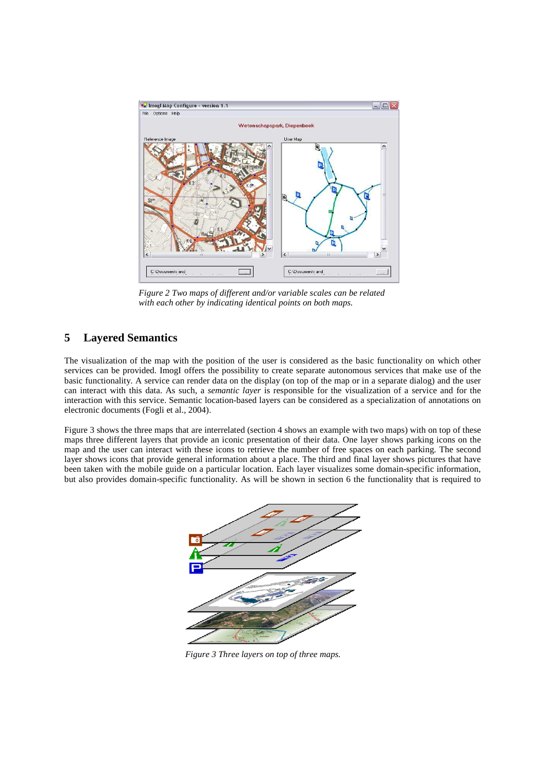*Figure 2 Two maps of different and/or variable scales can be related with each other by indicating identical points on both maps.*

## 5 Layered Semantics

The visualization of the map with the position of the user is considered as the basic functionality on which other services can be provided. ImogI offers the possibility to create separate autonomous services that make use of the basic functionality. A service can render data on the display (on top of the map or in a separate dialog) and the user can interact with this data. As such, a *semantic layer* is responsible for the visualization of a service and for the interaction with this service. Semantic location-based layers can be considered as a specialization of annotations on electronic documents (Fogli et al., 2004).

Figure 3 shows the three maps that are interrelated (section 4 shows an example with two maps) with on top of these maps three different layers that provide an iconic presentation of their data. One layer shows parking icons on the map and the user can interact with these icons to retrieve the number of free spaces on each parking. The second layer shows icons that provide general information about a place. The third and final layer shows pictures that have been taken with the mobile guide on a particular location. Each layer visualizes some domain-specific information, but also provides domain-specific functionality. As will be shown in section 6 the functionality that is required to

*Figure 3 Three layers on top of three maps.*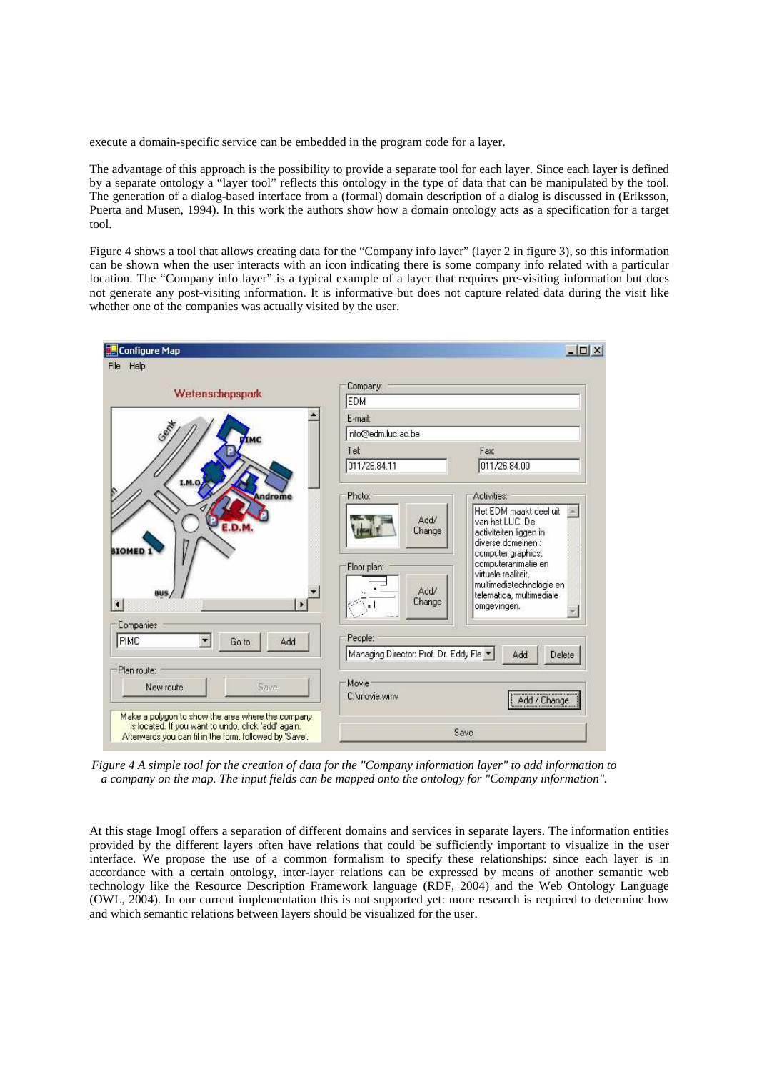execute a domain-specific service can be embedded in the program code for a layer.

The advantage of this approach is the possibility to provide a separate tool for each layer. Since each layer is defined by a separate ontology a "layer tool" reflects this ontology in the type of data that can be manipulated by the tool. The generation of a dialog-based interface from a (formal) domain description of a dialog is discussed in (Eriksson, Puerta and Musen, 1994). In this work the authors show how a domain ontology acts as a specification for a target tool.

Figure 4 shows a tool that allows creating data for the "Company info layer" (layer 2 in figure 3), so this information can be shown when the user interacts with an icon indicating there is some company info related with a particular location. The "Company info layer" is a typical example of a layer that requires pre-visiting information but does not generate any post-visiting information. It is informative but does not capture related data during the visit like whether one of the companies was actually visited by the user.

*Figure 4 A simple tool for the creation of data for the "Company information layer" to add information to a company on the map. The input fields can be mapped onto the ontology for "Company information".*

At this stage ImogI offers a separation of different domains and services in separate layers. The information entities provided by the different layers often have relations that could be sufficiently important to visualize in the user interface. We propose the use of a common formalism to specify these relationships: since each layer is in accordance with a certain ontology, inter-layer relations can be expressed by means of another semantic web technology like the Resource Description Framework language (RDF, 2004) and the Web Ontology Language (OWL, 2004). In our current implementation this is not supported yet: more research is required to determine how and which semantic relations between layers should be visualized for the user.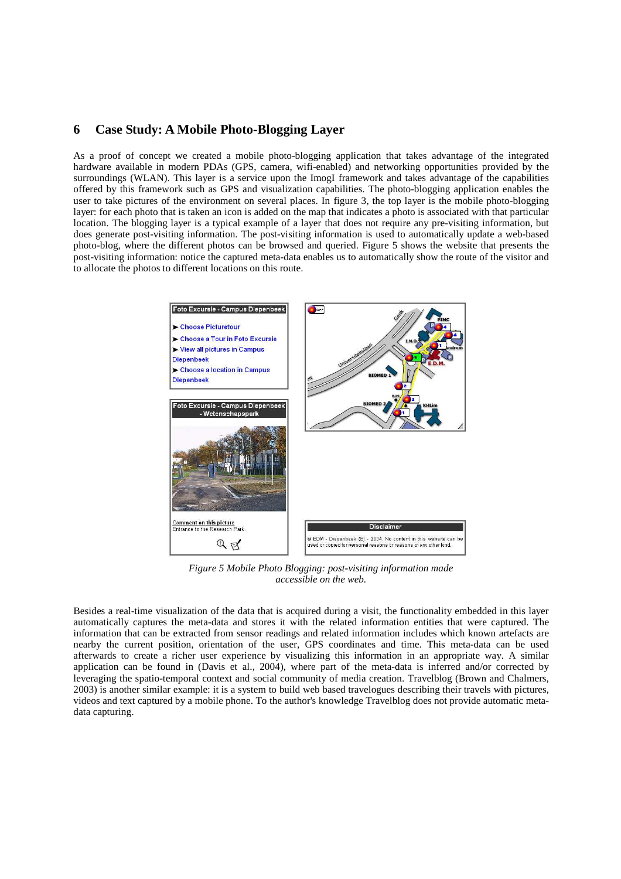## 6 Case Study: A Mobile Photo-Blogging Layer

As a proof of concept we created a mobile photo-blogging application that takes advantage of the integrated hardware available in modern PDAs (GPS, camera, wifi-enabled) and networking opportunities provided by the surroundings (WLAN). This layer is a service upon the ImogI framework and takes advantage of the capabilities offered by this framework such as GPS and visualization capabilities. The photo-blogging application enables the user to take pictures of the environment on several places. In figure 3, the top layer is the mobile photo-blogging layer: for each photo that is taken an icon is added on the map that indicates a photo is associated with that particular location. The blogging layer is a typical example of a layer that does not require any pre-visiting information, but does generate post-visiting information. The post-visiting information is used to automatically update a web-based photo-blog, where the different photos can be browsed and queried. Figure 5 shows the website that presents the post-visiting information: notice the captured meta-data enables us to automatically show the route of the visitor and to allocate the photos to different locations on this route.

*Figure 5 Mobile Photo Blogging: post-visiting information made accessible on the web.*

Besides a real-time visualization of the data that is acquired during a visit, the functionality embedded in this layer automatically captures the meta-data and stores it with the related information entities that were captured. The information that can be extracted from sensor readings and related information includes which known artefacts are nearby the current position, orientation of the user, GPS coordinates and time. This meta-data can be used afterwards to create a richer user experience by visualizing this information in an appropriate way. A similar application can be found in (Davis et al., 2004), where part of the meta-data is inferred and/or corrected by leveraging the spatio-temporal context and social community of media creation. Travelblog (Brown and Chalmers, 2003) is another similar example: it is a system to build web based travelogues describing their travels with pictures, videos and text captured by a mobile phone. To the author's knowledge Travelblog does not provide automatic meta-data capturing.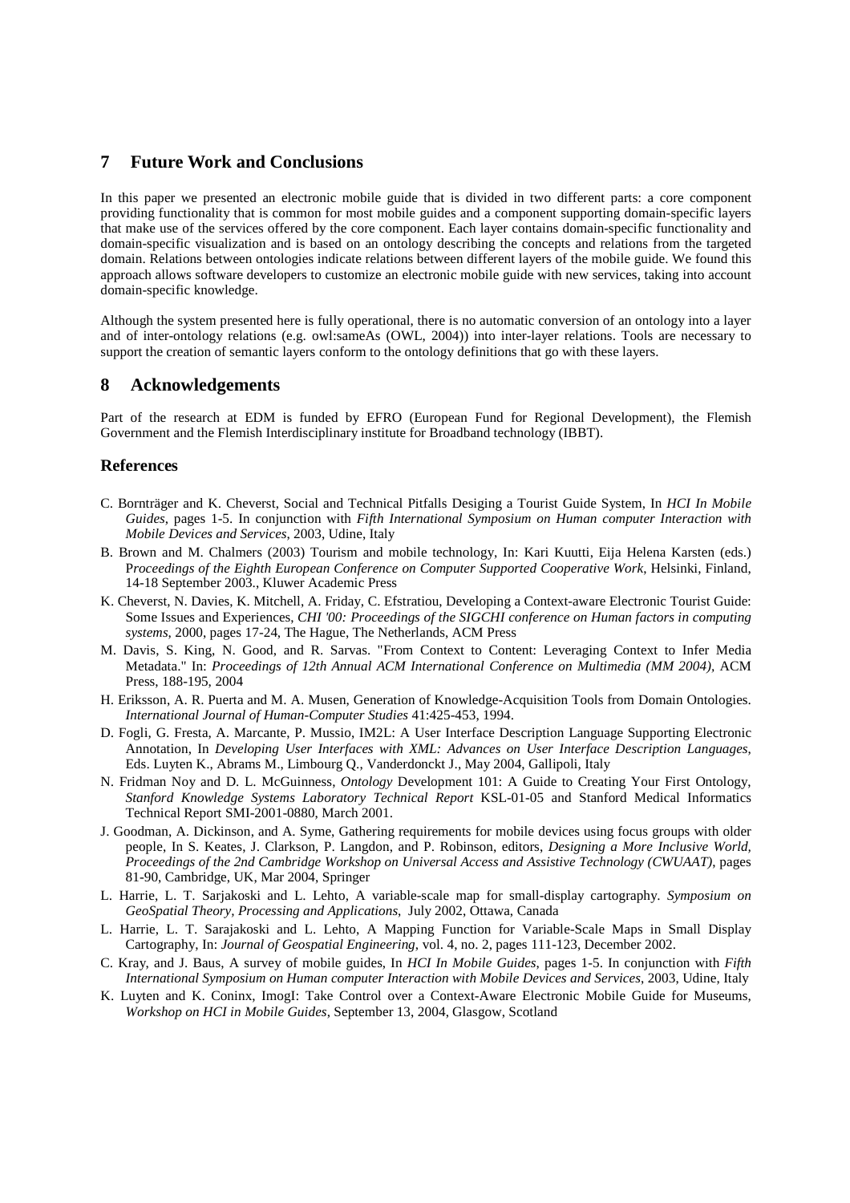## 7 Future Work and Conclusions

In this paper we presented an electronic mobile guide that is divided in two different parts: a core component providing functionality that is common for most mobile guides and a component supporting domain-specific layers that make use of the services offered by the core component. Each layer contains domain-specific functionality and domain-specific visualization and is based on an ontology describing the concepts and relations from the targeted domain. Relations between ontologies indicate relations between different layers of the mobile guide. We found this approach allows software developers to customize an electronic mobile guide with new services, taking into account domain-specific knowledge.

Although the system presented here is fully operational, there is no automatic conversion of an ontology into a layer and of inter-ontology relations (e.g. owl:sameAs (OWL, 2004)) into inter-layer relations. Tools are necessary to support the creation of semantic layers conform to the ontology definitions that go with these layers.

## 8 Acknowledgements

Part of the research at EDM is funded by EFRO (European Fund for Regional Development), the Flemish Government and the Flemish Interdisciplinary institute for Broadband technology (IBBT).

### References

C. Bornträger and K. Cheverst, Social and Technical Pitfalls Desiging a Tourist Guide System, In *HCI In Mobile Guides*, pages 1-5. In conjunction with *Fifth International Symposium on Human computer Interaction with Mobile Devices and Services*, 2003, Udine, Italy

B. Brown and M. Chalmers (2003) Tourism and mobile technology, In: Kari Kuutti, Eija Helena Karsten (eds.) *Proceedings of the Eighth European Conference on Computer Supported Cooperative Work*, Helsinki, Finland, 14-18 September 2003., Kluwer Academic Press

K. Cheverst, N. Davies, K. Mitchell, A. Friday, C. Efstratiou, Developing a Context-aware Electronic Tourist Guide: Some Issues and Experiences, *CHI '00: Proceedings of the SIGCHI conference on Human factors in computing systems*, 2000, pages 17-24, The Hague, The Netherlands, ACM Press

M. Davis, S. King, N. Good, and R. Sarvas. "From Context to Content: Leveraging Context to Infer Media Metadata." In: *Proceedings of 12th Annual ACM International Conference on Multimedia (MM 2004)*, ACM Press, 188-195, 2004

H. Eriksson, A. R. Puerta and M. A. Musen, Generation of Knowledge-Acquisition Tools from Domain Ontologies. *International Journal of Human-Computer Studies* 41:425-453, 1994.

D. Fogli, G. Fresta, A. Marcante, P. Mussio, IM2L: A User Interface Description Language Supporting Electronic Annotation, In *Developing User Interfaces with XML: Advances on User Interface Description Languages*, Eds. Luyten K., Abrams M., Limbourg Q., Vanderdonckt J., May 2004, Gallipoli, Italy

N. Fridman Noy and D. L. McGuinness, *Ontology* Development 101: A Guide to Creating Your First Ontology, *Stanford Knowledge Systems Laboratory Technical Report* KSL-01-05 and Stanford Medical Informatics Technical Report SMI-2001-0880, March 2001.

J. Goodman, A. Dickinson, and A. Syme, Gathering requirements for mobile devices using focus groups with older people, In S. Keates, J. Clarkson, P. Langdon, and P. Robinson, editors, *Designing a More Inclusive World, Proceedings of the 2nd Cambridge Workshop on Universal Access and Assistive Technology (CWUAAT)*, pages 81-90, Cambridge, UK, Mar 2004, Springer

L. Harrie, L. T. Sarjakoski and L. Lehto, A variable-scale map for small-display cartography. *Symposium on GeoSpatial Theory, Processing and Applications*, July 2002, Ottawa, Canada

L. Harrie, L. T. Sarajakoski and L. Lehto, A Mapping Function for Variable-Scale Maps in Small Display Cartography, In: *Journal of Geospatial Engineering*, vol. 4, no. 2, pages 111-123, December 2002.

C. Kray, and J. Baus, A survey of mobile guides, In *HCI In Mobile Guides*, pages 1-5. In conjunction with *Fifth International Symposium on Human computer Interaction with Mobile Devices and Services*, 2003, Udine, Italy

K. Luyten and K. Coninx, ImogI: Take Control over a Context-Aware Electronic Mobile Guide for Museums, *Workshop on HCI in Mobile Guides*, September 13, 2004, Glasgow, Scotland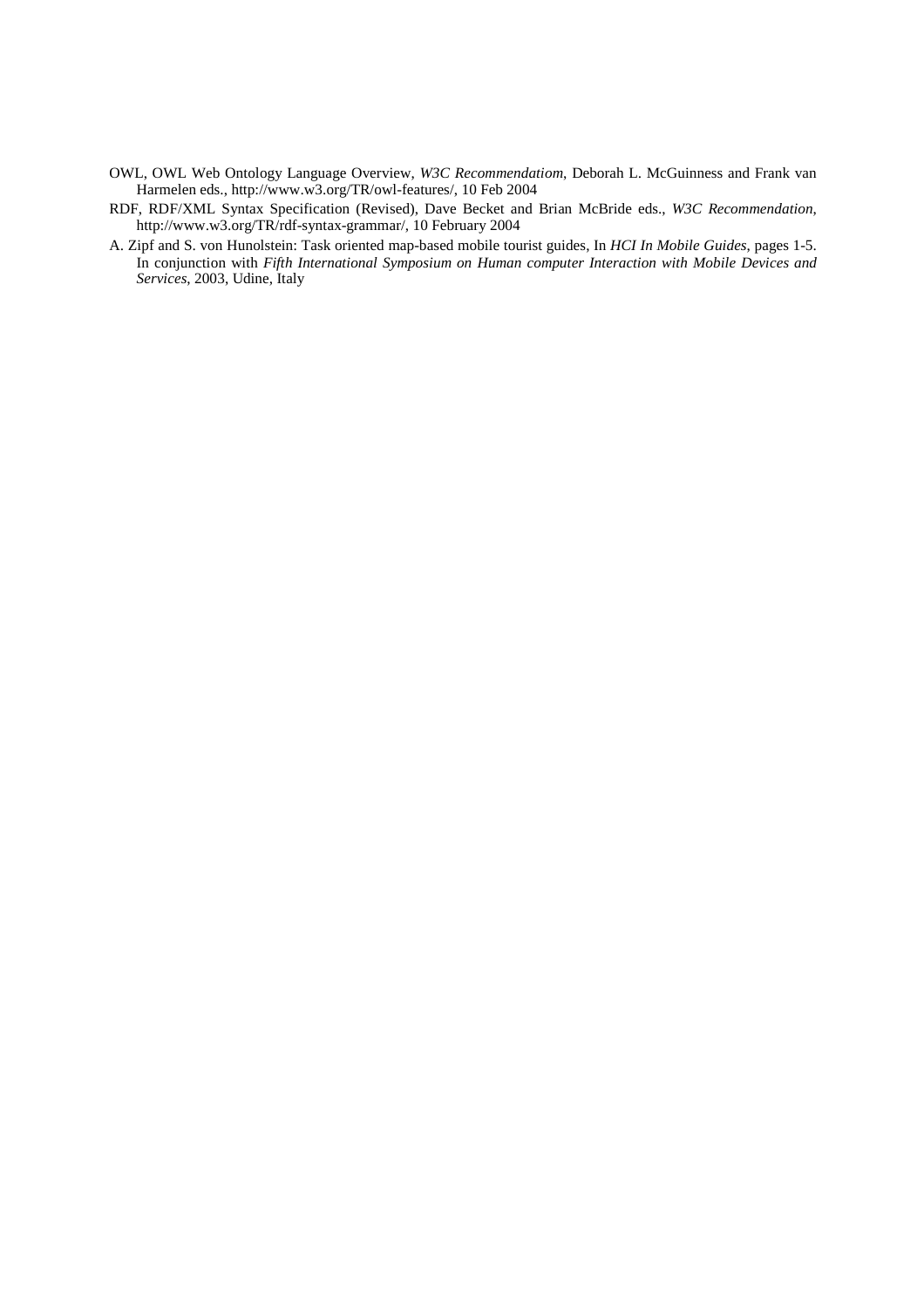OWL, OWL Web Ontology Language Overview, *W3C Recommendatiom*, Deborah L. McGuinness and Frank van Harmelen eds., http://www.w3.org/TR/owl-features/, 10 Feb 2004

RDF, RDF/XML Syntax Specification (Revised), Dave Becket and Brian McBride eds., *W3C Recommendation*, http://www.w3.org/TR/rdf-syntax-grammar/, 10 February 2004

A. Zipf and S. von Hunolstein: Task oriented map-based mobile tourist guides, In *HCI In Mobile Guides*, pages 1-5. In conjunction with *Fifth International Symposium on Human computer Interaction with Mobile Devices and Services*, 2003, Udine, Italy